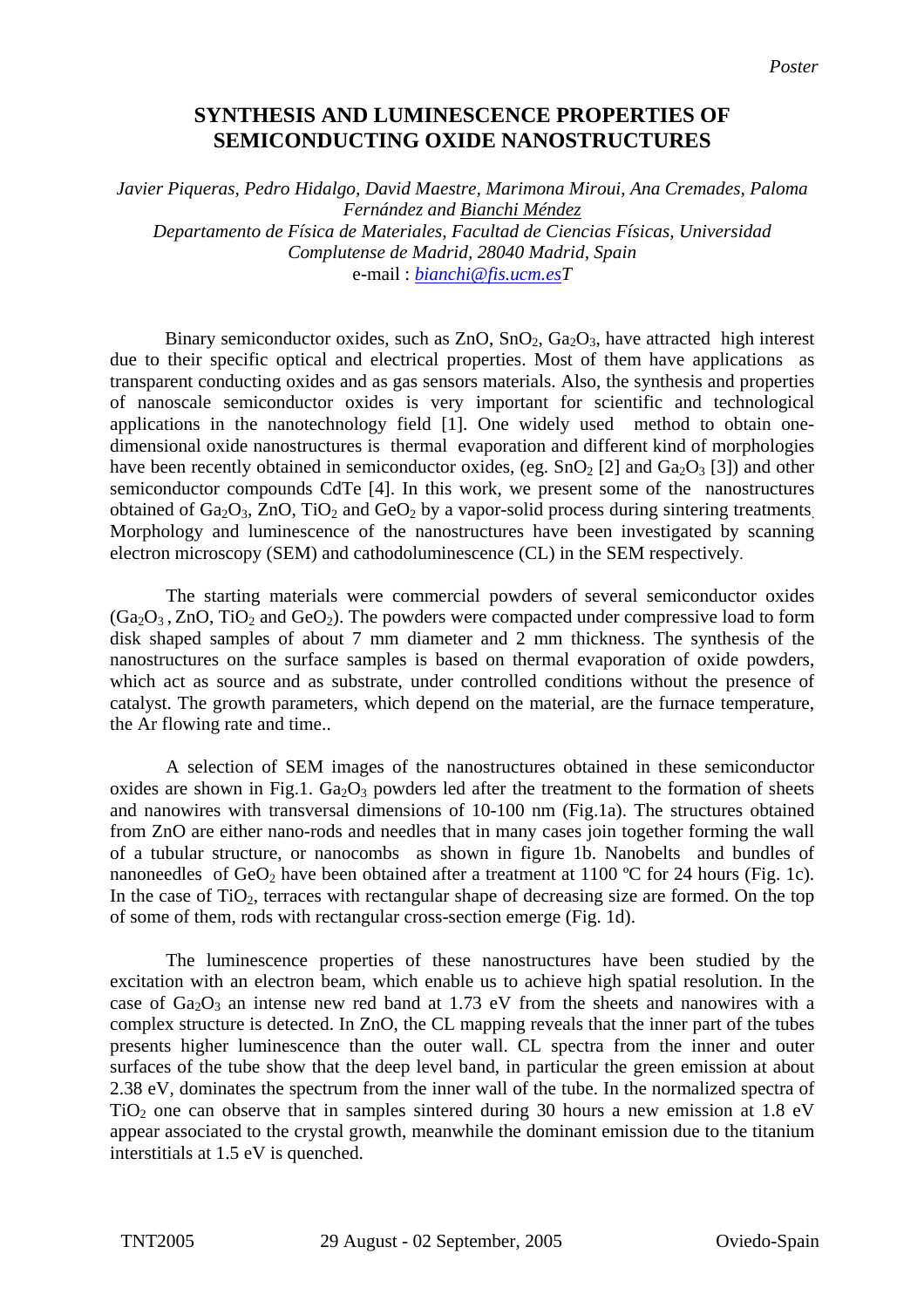*Poster*

# SYNTHESIS AND LUMINESCENCE PROPERTIES OF SEMICONDUCTING OXIDE NANOSTRUCTURES

*Javier Piqueras, Pedro Hidalgo, David Maestre, Marimona Miroui, Ana Cremades, Paloma Fernández and Bianchi Méndez*
*Departamento de Física de Materiales, Facultad de Ciencias Físicas, Universidad Complutense de Madrid, 28040 Madrid, Spain*
e-mail : *bianchi@fis.ucm.esT*

Binary semiconductor oxides, such as ZnO, $SnO_2$, $Ga_2O_3$, have attracted high interest due to their specific optical and electrical properties. Most of them have applications as transparent conducting oxides and as gas sensors materials. Also, the synthesis and properties of nanoscale semiconductor oxides is very important for scientific and technological applications in the nanotechnology field [1]. One widely used method to obtain one-dimensional oxide nanostructures is thermal evaporation and different kind of morphologies have been recently obtained in semiconductor oxides, (eg. $SnO_2$ [2] and $Ga_2O_3$ [3]) and other semiconductor compounds CdTe [4]. In this work, we present some of the nanostructures obtained of $Ga_2O_3$, ZnO, $TiO_2$ and $GeO_2$ by a vapor-solid process during sintering treatments. Morphology and luminescence of the nanostructures have been investigated by scanning electron microscopy (SEM) and cathodoluminescence (CL) in the SEM respectively.

The starting materials were commercial powders of several semiconductor oxides ($Ga_2O_3$ , ZnO, $TiO_2$ and $GeO_2$). The powders were compacted under compressive load to form disk shaped samples of about 7 mm diameter and 2 mm thickness. The synthesis of the nanostructures on the surface samples is based on thermal evaporation of oxide powders, which act as source and as substrate, under controlled conditions without the presence of catalyst. The growth parameters, which depend on the material, are the furnace temperature, the Ar flowing rate and time..

A selection of SEM images of the nanostructures obtained in these semiconductor oxides are shown in Fig.1. $Ga_2O_3$ powders led after the treatment to the formation of sheets and nanowires with transversal dimensions of 10-100 nm (Fig.1a). The structures obtained from ZnO are either nano-rods and needles that in many cases join together forming the wall of a tubular structure, or nanocombs as shown in figure 1b. Nanobelts and bundles of nanoneedles of $GeO_2$ have been obtained after a treatment at 1100 ºC for 24 hours (Fig. 1c). In the case of $TiO_2$, terraces with rectangular shape of decreasing size are formed. On the top of some of them, rods with rectangular cross-section emerge (Fig. 1d).

The luminescence properties of these nanostructures have been studied by the excitation with an electron beam, which enable us to achieve high spatial resolution. In the case of $Ga_2O_3$ an intense new red band at 1.73 eV from the sheets and nanowires with a complex structure is detected. In ZnO, the CL mapping reveals that the inner part of the tubes presents higher luminescence than the outer wall. CL spectra from the inner and outer surfaces of the tube show that the deep level band, in particular the green emission at about 2.38 eV, dominates the spectrum from the inner wall of the tube. In the normalized spectra of $TiO_2$ one can observe that in samples sintered during 30 hours a new emission at 1.8 eV appear associated to the crystal growth, meanwhile the dominant emission due to the titanium interstitials at 1.5 eV is quenched.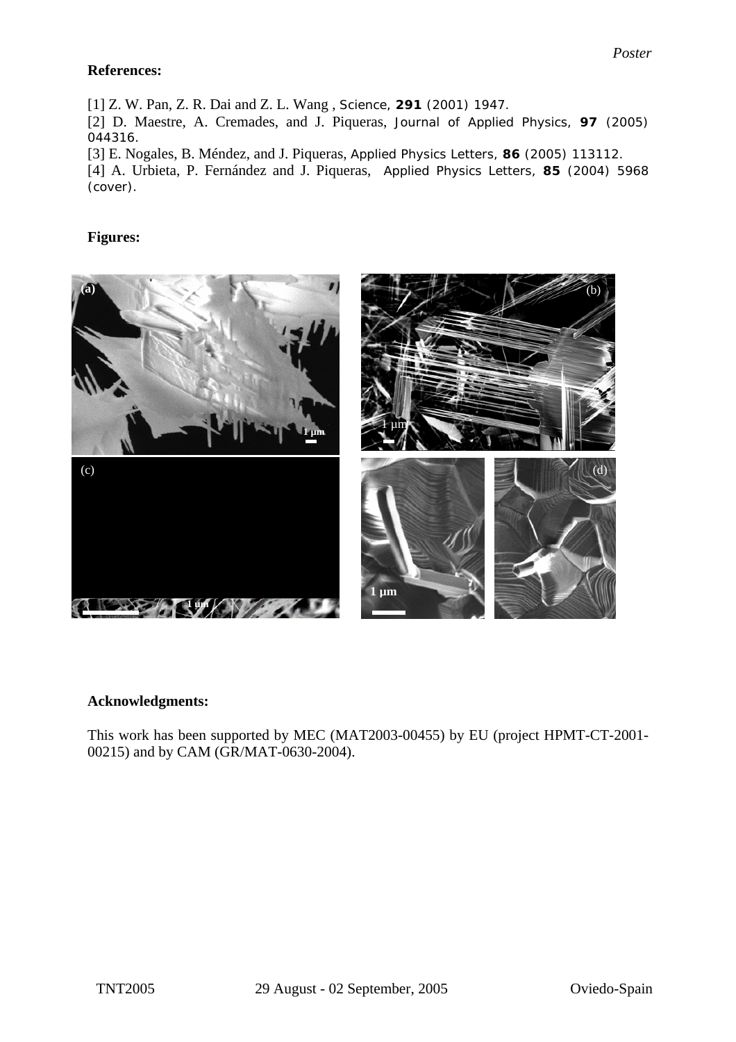**References:**

[1] Z. W. Pan, Z. R. Dai and Z. L. Wang , Science, **291** (2001) 1947.
[2] D. Maestre, A. Cremades, and J. Piqueras, Journal of Applied Physics, **97** (2005) 044316.
[3] E. Nogales, B. Méndez, and J. Piqueras, Applied Physics Letters, **86** (2005) 113112.
[4] A. Urbieta, P. Fernández and J. Piqueras, Applied Physics Letters, **85** (2004) 5968 (cover).

**Figures:**

(a)
1 µm
(b)
1 µm
(c)
1 µm
(d)
1 µm

**Acknowledgments:**

This work has been supported by MEC (MAT2003-00455) by EU (project HPMT-CT-2001-00215) and by CAM (GR/MAT-0630-2004).